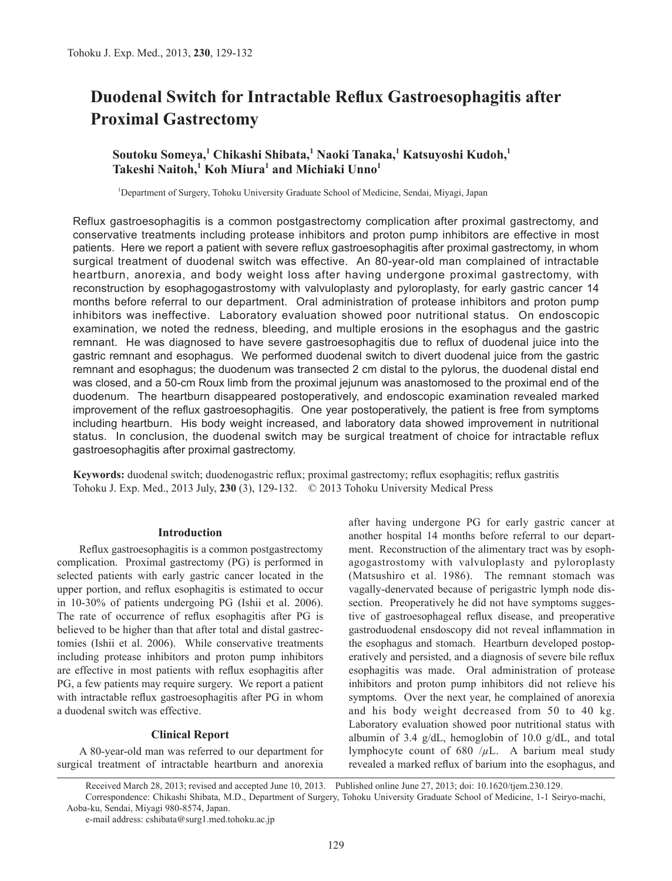# Duodenal Switch for Intractable Reflux Gastroesophagitis after Proximal Gastrectomy

**Soutoku Someya,[1] Chikashi Shibata,[1] Naoki Tanaka,[1] Katsuyoshi Kudoh,[1] Takeshi Naitoh,[1] Koh Miura[1] and Michiaki Unno[1]**

[1]Department of Surgery, Tohoku University Graduate School of Medicine, Sendai, Miyagi, Japan

Reflux gastroesophagitis is a common postgastrectomy complication after proximal gastrectomy, and conservative treatments including protease inhibitors and proton pump inhibitors are effective in most patients. Here we report a patient with severe reflux gastroesophagitis after proximal gastrectomy, in whom surgical treatment of duodenal switch was effective. An 80-year-old man complained of intractable heartburn, anorexia, and body weight loss after having undergone proximal gastrectomy, with reconstruction by esophagogastrostomy with valvuloplasty and pyloroplasty, for early gastric cancer 14 months before referral to our department. Oral administration of protease inhibitors and proton pump inhibitors was ineffective. Laboratory evaluation showed poor nutritional status. On endoscopic examination, we noted the redness, bleeding, and multiple erosions in the esophagus and the gastric remnant. He was diagnosed to have severe gastroesophagitis due to reflux of duodenal juice into the gastric remnant and esophagus. We performed duodenal switch to divert duodenal juice from the gastric remnant and esophagus; the duodenum was transected 2 cm distal to the pylorus, the duodenal distal end was closed, and a 50-cm Roux limb from the proximal jejunum was anastomosed to the proximal end of the duodenum. The heartburn disappeared postoperatively, and endoscopic examination revealed marked improvement of the reflux gastroesophagitis. One year postoperatively, the patient is free from symptoms including heartburn. His body weight increased, and laboratory data showed improvement in nutritional status. In conclusion, the duodenal switch may be surgical treatment of choice for intractable reflux gastroesophagitis after proximal gastrectomy.

**Keywords:** duodenal switch; duodenogastric reflux; proximal gastrectomy; reflux esophagitis; reflux gastritis

Tohoku J. Exp. Med., 2013 July, **230** (3), 129-132. © 2013 Tohoku University Medical Press

## Introduction

Reflux gastroesophagitis is a common postgastrectomy complication. Proximal gastrectomy (PG) is performed in selected patients with early gastric cancer located in the upper portion, and reflux esophagitis is estimated to occur in 10-30% of patients undergoing PG (Ishii et al. 2006). The rate of occurrence of reflux esophagitis after PG is believed to be higher than that after total and distal gastrectomies (Ishii et al. 2006). While conservative treatments including protease inhibitors and proton pump inhibitors are effective in most patients with reflux esophagitis after PG, a few patients may require surgery. We report a patient with intractable reflux gastroesophagitis after PG in whom a duodenal switch was effective.

## Clinical Report

A 80-year-old man was referred to our department for surgical treatment of intractable heartburn and anorexia after having undergone PG for early gastric cancer at another hospital 14 months before referral to our department. Reconstruction of the alimentary tract was by esophagogastrostomy with valvuloplasty and pyloroplasty (Matsushiro et al. 1986). The remnant stomach was vagally-denervated because of perigastric lymph node dissection. Preoperatively he did not have symptoms suggestive of gastroesophageal reflux disease, and preoperative gastroduodenal ensdoscopy did not reveal inflammation in the esophagus and stomach. Heartburn developed postoperatively and persisted, and a diagnosis of severe bile reflux esophagitis was made. Oral administration of protease inhibitors and proton pump inhibitors did not relieve his symptoms. Over the next year, he complained of anorexia and his body weight decreased from 50 to 40 kg. Laboratory evaluation showed poor nutritional status with albumin of 3.4 g/dL, hemoglobin of 10.0 g/dL, and total lymphocyte count of 680 /$\mu$L. A barium meal study revealed a marked reflux of barium into the esophagus, and

Received March 28, 2013; revised and accepted June 10, 2013. Published online June 27, 2013; doi: 10.1620/tjem.230.129.

Correspondence: Chikashi Shibata, M.D., Department of Surgery, Tohoku University Graduate School of Medicine, 1-1 Seiryo-machi, Aoba-ku, Sendai, Miyagi 980-8574, Japan.

e-mail address: cshibata@surg1.med.tohoku.ac.jp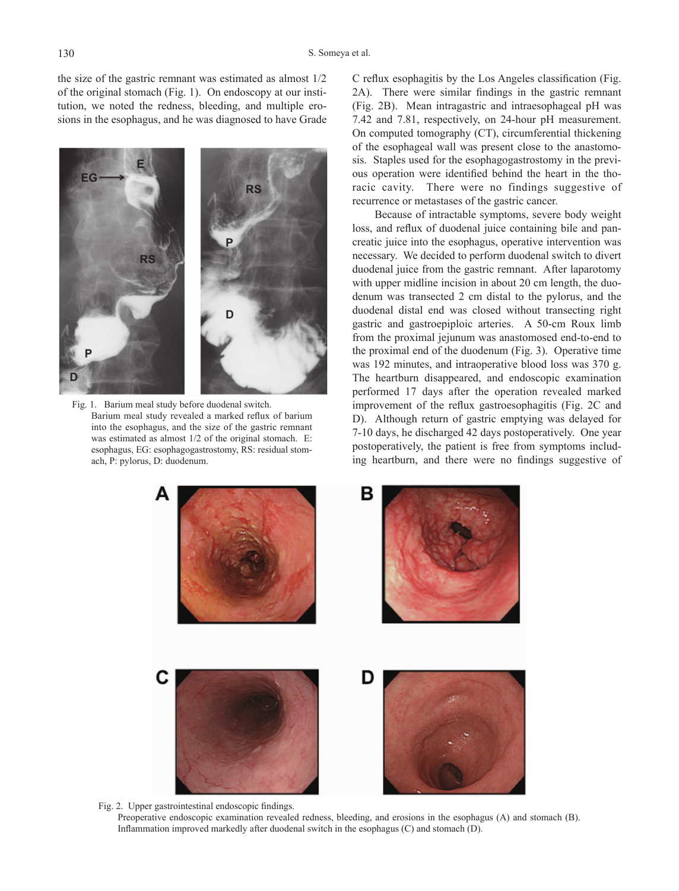the size of the gastric remnant was estimated as almost 1/2 of the original stomach (Fig. 1). On endoscopy at our institution, we noted the redness, bleeding, and multiple erosions in the esophagus, and he was diagnosed to have Grade C reflux esophagitis by the Los Angeles classification (Fig. 2A). There were similar findings in the gastric remnant (Fig. 2B). Mean intragastric and intraesophageal pH was 7.42 and 7.81, respectively, on 24-hour pH measurement. On computed tomography (CT), circumferential thickening of the esophageal wall was present close to the anastomosis. Staples used for the esophagogastrostomy in the previous operation were identified behind the heart in the thoracic cavity. There were no findings suggestive of recurrence or metastases of the gastric cancer.

Fig. 1. Barium meal study before duodenal switch.
Barium meal study revealed a marked reflux of barium into the esophagus, and the size of the gastric remnant was estimated as almost 1/2 of the original stomach. E: esophagus, EG: esophagogastrostomy, RS: residual stomach, P: pylorus, D: duodenum.

Because of intractable symptoms, severe body weight loss, and reflux of duodenal juice containing bile and pancreatic juice into the esophagus, operative intervention was necessary. We decided to perform duodenal switch to divert duodenal juice from the gastric remnant. After laparotomy with upper midline incision in about 20 cm length, the duodenum was transected 2 cm distal to the pylorus, and the duodenal distal end was closed without transecting right gastric and gastroepiploic arteries. A 50-cm Roux limb from the proximal jejunum was anastomosed end-to-end to the proximal end of the duodenum (Fig. 3). Operative time was 192 minutes, and intraoperative blood loss was 370 g. The heartburn disappeared, and endoscopic examination performed 17 days after the operation revealed marked improvement of the reflux gastroesophagitis (Fig. 2C and D). Although return of gastric emptying was delayed for 7-10 days, he discharged 42 days postoperatively. One year postoperatively, the patient is free from symptoms including heartburn, and there were no findings suggestive of

Fig. 2. Upper gastrointestinal endoscopic findings.
Preoperative endoscopic examination revealed redness, bleeding, and erosions in the esophagus (A) and stomach (B). Inflammation improved markedly after duodenal switch in the esophagus (C) and stomach (D).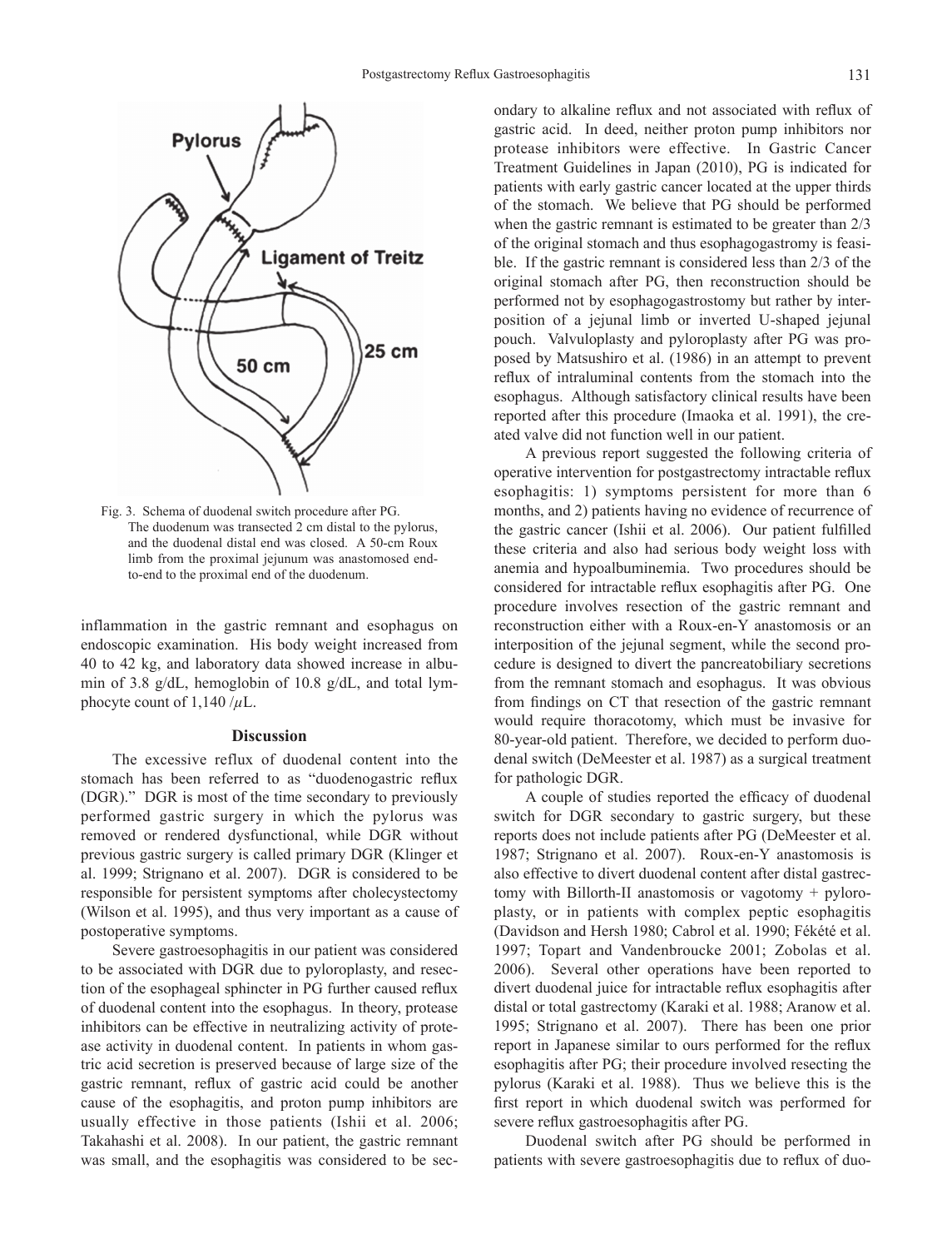Fig. 3. Schema of duodenal switch procedure after PG. The duodenum was transected 2 cm distal to the pylorus, and the duodenal distal end was closed. A 50-cm Roux limb from the proximal jejunum was anastomosed end-to-end to the proximal end of the duodenum.

inflammation in the gastric remnant and esophagus on endoscopic examination. His body weight increased from 40 to 42 kg, and laboratory data showed increase in albumin of 3.8 g/dL, hemoglobin of 10.8 g/dL, and total lymphocyte count of 1,140 /$\mu$L.

## Discussion

The excessive reflux of duodenal content into the stomach has been referred to as "duodenogastric reflux (DGR)." DGR is most of the time secondary to previously performed gastric surgery in which the pylorus was removed or rendered dysfunctional, while DGR without previous gastric surgery is called primary DGR (Klinger et al. 1999; Strignano et al. 2007). DGR is considered to be responsible for persistent symptoms after cholecystectomy (Wilson et al. 1995), and thus very important as a cause of postoperative symptoms.

Severe gastroesophagitis in our patient was considered to be associated with DGR due to pyloroplasty, and resection of the esophageal sphincter in PG further caused reflux of duodenal content into the esophagus. In theory, protease inhibitors can be effective in neutralizing activity of protease activity in duodenal content. In patients in whom gastric acid secretion is preserved because of large size of the gastric remnant, reflux of gastric acid could be another cause of the esophagitis, and proton pump inhibitors are usually effective in those patients (Ishii et al. 2006; Takahashi et al. 2008). In our patient, the gastric remnant was small, and the esophagitis was considered to be secondary to alkaline reflux and not associated with reflux of gastric acid. In deed, neither proton pump inhibitors nor protease inhibitors were effective. In Gastric Cancer Treatment Guidelines in Japan (2010), PG is indicated for patients with early gastric cancer located at the upper thirds of the stomach. We believe that PG should be performed when the gastric remnant is estimated to be greater than 2/3 of the original stomach and thus esophagogastromy is feasible. If the gastric remnant is considered less than 2/3 of the original stomach after PG, then reconstruction should be performed not by esophagogastrostomy but rather by interposition of a jejunal limb or inverted U-shaped jejunal pouch. Valvuloplasty and pyloroplasty after PG was proposed by Matsushiro et al. (1986) in an attempt to prevent reflux of intraluminal contents from the stomach into the esophagus. Although satisfactory clinical results have been reported after this procedure (Imaoka et al. 1991), the created valve did not function well in our patient.

A previous report suggested the following criteria of operative intervention for postgastrectomy intractable reflux esophagitis: 1) symptoms persistent for more than 6 months, and 2) patients having no evidence of recurrence of the gastric cancer (Ishii et al. 2006). Our patient fulfilled these criteria and also had serious body weight loss with anemia and hypoalbuminemia. Two procedures should be considered for intractable reflux esophagitis after PG. One procedure involves resection of the gastric remnant and reconstruction either with a Roux-en-Y anastomosis or an interposition of the jejunal segment, while the second procedure is designed to divert the pancreatobiliary secretions from the remnant stomach and esophagus. It was obvious from findings on CT that resection of the gastric remnant would require thoracotomy, which must be invasive for 80-year-old patient. Therefore, we decided to perform duodenal switch (DeMeester et al. 1987) as a surgical treatment for pathologic DGR.

A couple of studies reported the efficacy of duodenal switch for DGR secondary to gastric surgery, but these reports does not include patients after PG (DeMeester et al. 1987; Strignano et al. 2007). Roux-en-Y anastomosis is also effective to divert duodenal content after distal gastrectomy with Billorth-II anastomosis or vagotomy + pyloroplasty, or in patients with complex peptic esophagitis (Davidson and Hersh 1980; Cabrol et al. 1990; Fékété et al. 1997; Topart and Vandenbroucke 2001; Zobolas et al. 2006). Several other operations have been reported to divert duodenal juice for intractable reflux esophagitis after distal or total gastrectomy (Karaki et al. 1988; Aranow et al. 1995; Strignano et al. 2007). There has been one prior report in Japanese similar to ours performed for the reflux esophagitis after PG; their procedure involved resecting the pylorus (Karaki et al. 1988). Thus we believe this is the first report in which duodenal switch was performed for severe reflux gastroesophagitis after PG.

Duodenal switch after PG should be performed in patients with severe gastroesophagitis due to reflux of duo-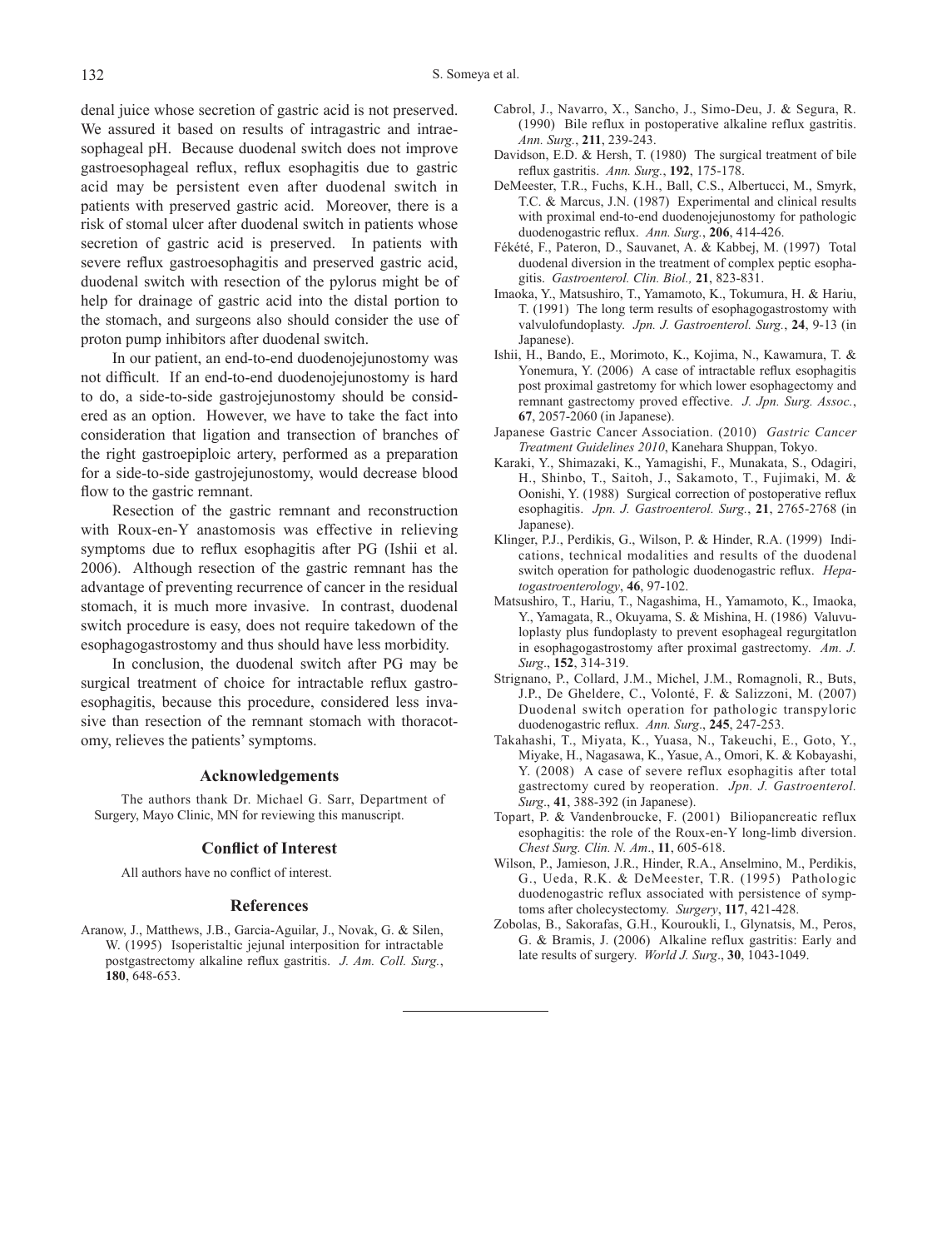denal juice whose secretion of gastric acid is not preserved. We assured it based on results of intragastric and intraesophageal pH. Because duodenal switch does not improve gastroesophageal reflux, reflux esophagitis due to gastric acid may be persistent even after duodenal switch in patients with preserved gastric acid. Moreover, there is a risk of stomal ulcer after duodenal switch in patients whose secretion of gastric acid is preserved. In patients with severe reflux gastroesophagitis and preserved gastric acid, duodenal switch with resection of the pylorus might be of help for drainage of gastric acid into the distal portion to the stomach, and surgeons also should consider the use of proton pump inhibitors after duodenal switch.

In our patient, an end-to-end duodenojejunostomy was not difficult. If an end-to-end duodenojejunostomy is hard to do, a side-to-side gastrojejunostomy should be considered as an option. However, we have to take the fact into consideration that ligation and transection of branches of the right gastroepiploic artery, performed as a preparation for a side-to-side gastrojejunostomy, would decrease blood flow to the gastric remnant.

Resection of the gastric remnant and reconstruction with Roux-en-Y anastomosis was effective in relieving symptoms due to reflux esophagitis after PG (Ishii et al. 2006). Although resection of the gastric remnant has the advantage of preventing recurrence of cancer in the residual stomach, it is much more invasive. In contrast, duodenal switch procedure is easy, does not require takedown of the esophagogastrostomy and thus should have less morbidity.

In conclusion, the duodenal switch after PG may be surgical treatment of choice for intractable reflux gastroesophagitis, because this procedure, considered less invasive than resection of the remnant stomach with thoracotomy, relieves the patients' symptoms.

## Acknowledgements

The authors thank Dr. Michael G. Sarr, Department of Surgery, Mayo Clinic, MN for reviewing this manuscript.

## Conflict of Interest

All authors have no conflict of interest.

## References

Aranow, J., Matthews, J.B., Garcia-Aguilar, J., Novak, G. & Silen, W. (1995) Isoperistaltic jejunal interposition for intractable postgastrectomy alkaline reflux gastritis. *J. Am. Coll. Surg.*, **180**, 648-653.

Cabrol, J., Navarro, X., Sancho, J., Simo-Deu, J. & Segura, R. (1990) Bile reflux in postoperative alkaline reflux gastritis. *Ann. Surg.*, **211**, 239-243.

Davidson, E.D. & Hersh, T. (1980) The surgical treatment of bile reflux gastritis. *Ann. Surg.*, **192**, 175-178.

DeMeester, T.R., Fuchs, K.H., Ball, C.S., Albertucci, M., Smyrk, T.C. & Marcus, J.N. (1987) Experimental and clinical results with proximal end-to-end duodenojejunostomy for pathologic duodenogastric reflux. *Ann. Surg.*, **206**, 414-426.

Fékété, F., Pateron, D., Sauvanet, A. & Kabbej, M. (1997) Total duodenal diversion in the treatment of complex peptic esophagitis. *Gastroenterol. Clin. Biol.,* **21**, 823-831.

Imaoka, Y., Matsushiro, T., Yamamoto, K., Tokumura, H. & Hariu, T. (1991) The long term results of esophagogastrostomy with valvulofundoplasty. *Jpn. J. Gastroenterol. Surg.*, **24**, 9-13 (in Japanese).

Ishii, H., Bando, E., Morimoto, K., Kojima, N., Kawamura, T. & Yonemura, Y. (2006) A case of intractable reflux esophagitis post proximal gastretomy for which lower esophagectomy and remnant gastrectomy proved effective. *J. Jpn. Surg. Assoc.*, **67**, 2057-2060 (in Japanese).

Japanese Gastric Cancer Association. (2010) *Gastric Cancer Treatment Guidelines 2010*, Kanehara Shuppan, Tokyo.

Karaki, Y., Shimazaki, K., Yamagishi, F., Munakata, S., Odagiri, H., Shinbo, T., Saitoh, J., Sakamoto, T., Fujimaki, M. & Oonishi, Y. (1988) Surgical correction of postoperative reflux esophagitis. *Jpn. J. Gastroenterol. Surg.*, **21**, 2765-2768 (in Japanese).

Klinger, P.J., Perdikis, G., Wilson, P. & Hinder, R.A. (1999) Indications, technical modalities and results of the duodenal switch operation for pathologic duodenogastric reflux. *Hepatogastroenterology*, **46**, 97-102.

Matsushiro, T., Hariu, T., Nagashima, H., Yamamoto, K., Imaoka, Y., Yamagata, R., Okuyama, S. & Mishina, H. (1986) Valuvuloplasty plus fundoplasty to prevent esophageal regurgitatlon in esophagogastrostomy after proximal gastrectomy. *Am. J. Surg*., **152**, 314-319.

Strignano, P., Collard, J.M., Michel, J.M., Romagnoli, R., Buts, J.P., De Gheldere, C., Volonté, F. & Salizzoni, M. (2007) Duodenal switch operation for pathologic transpyloric duodenogastric reflux. *Ann. Surg*., **245**, 247-253.

Takahashi, T., Miyata, K., Yuasa, N., Takeuchi, E., Goto, Y., Miyake, H., Nagasawa, K., Yasue, A., Omori, K. & Kobayashi, Y. (2008) A case of severe reflux esophagitis after total gastrectomy cured by reoperation. *Jpn. J. Gastroenterol. Surg*., **41**, 388-392 (in Japanese).

Topart, P. & Vandenbroucke, F. (2001) Biliopancreatic reflux esophagitis: the role of the Roux-en-Y long-limb diversion. *Chest Surg. Clin. N. Am*., **11**, 605-618.

Wilson, P., Jamieson, J.R., Hinder, R.A., Anselmino, M., Perdikis, G., Ueda, R.K. & DeMeester, T.R. (1995) Pathologic duodenogastric reflux associated with persistence of symptoms after cholecystectomy. *Surgery*, **117**, 421-428.

Zobolas, B., Sakorafas, G.H., Kouroukli, I., Glynatsis, M., Peros, G. & Bramis, J. (2006) Alkaline reflux gastritis: Early and late results of surgery. *World J. Surg*., **30**, 1043-1049.